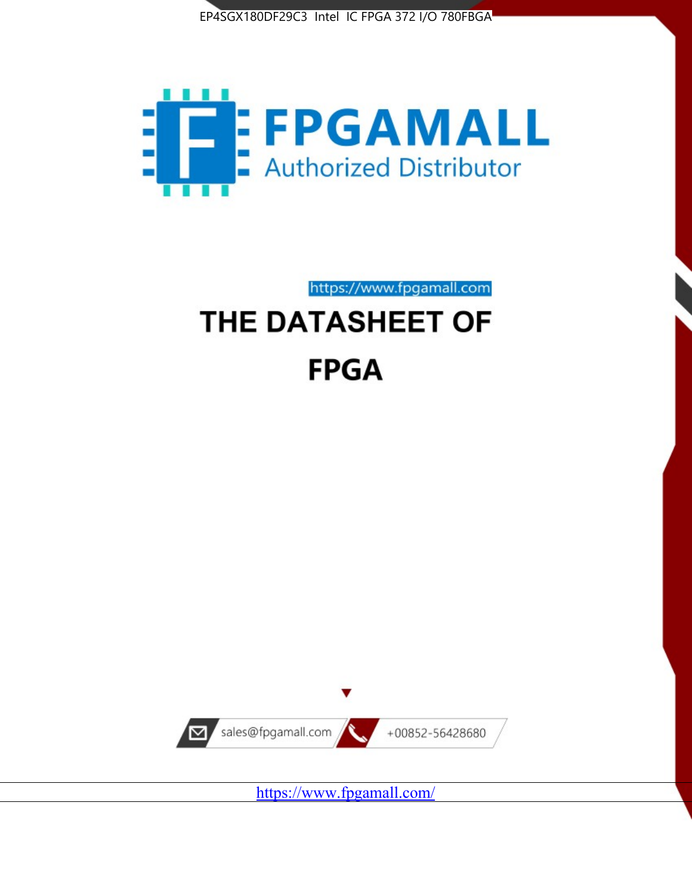EP4SGX180DF29C3 Intel IC FPGA 372 I/O 780FBGA

FPGAMALL

Authorized Distributor

https://www.fpgamall.com

# THE DATASHEET OF

# FPGA

sales@fpgamall.com

+00852-56428680

https://www.fpgamall.com/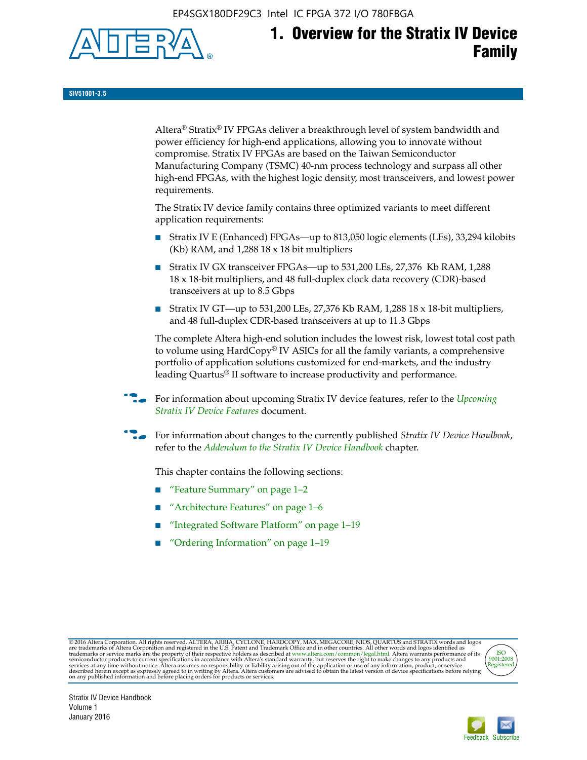# 1. Overview for the Stratix IV Device Family

SIV51001-3.5

Altera® Stratix® IV FPGAs deliver a breakthrough level of system bandwidth and power efficiency for high-end applications, allowing you to innovate without compromise. Stratix IV FPGAs are based on the Taiwan Semiconductor Manufacturing Company (TSMC) 40-nm process technology and surpass all other high-end FPGAs, with the highest logic density, most transceivers, and lowest power requirements.

The Stratix IV device family contains three optimized variants to meet different application requirements:

- Stratix IV E (Enhanced) FPGAs—up to 813,050 logic elements (LEs), 33,294 kilobits (Kb) RAM, and 1,288 18 x 18 bit multipliers
- Stratix IV GX transceiver FPGAs—up to 531,200 LEs, 27,376 Kb RAM, 1,288 18 x 18-bit multipliers, and 48 full-duplex clock data recovery (CDR)-based transceivers at up to 8.5 Gbps
- Stratix IV GT—up to 531,200 LEs, 27,376 Kb RAM, 1,288 18 x 18-bit multipliers, and 48 full-duplex CDR-based transceivers at up to 11.3 Gbps

The complete Altera high-end solution includes the lowest risk, lowest total cost path to volume using HardCopy® IV ASICs for all the family variants, a comprehensive portfolio of application solutions customized for end-markets, and the industry leading Quartus® II software to increase productivity and performance.

For information about upcoming Stratix IV device features, refer to the *Upcoming Stratix IV Device Features* document.

For information about changes to the currently published *Stratix IV Device Handbook*, refer to the *Addendum to the Stratix IV Device Handbook* chapter.

This chapter contains the following sections:

- "Feature Summary" on page 1–2
- "Architecture Features" on page 1–6
- "Integrated Software Platform" on page 1–19
- "Ordering Information" on page 1–19

© 2016 Altera Corporation. All rights reserved. ALTERA, ARRIA, CYCLONE, HARDCOPY, MAX, MEGACORE, NIOS, QUARTUS and STRATIX words and logos are trademarks of Altera Corporation and registered in the U.S. Patent and Trademark Office and in other countries. All other words and logos identified as trademarks or service marks are the property of their respective holders as described at www.altera.com/common/legal.html. Altera warrants performance of its semiconductor products to current specifications in accordance with Altera's standard warranty, but reserves the right to make changes to any products and services at any time without notice. Altera assumes no responsibility or liability arising out of the application or use of any information, product, or service described herein except as expressly agreed to in writing by Altera. Altera customers are advised to obtain the latest version of device specifications before relying on any published information and before placing orders for products or services.

Stratix IV Device Handbook
Volume 1
January 2016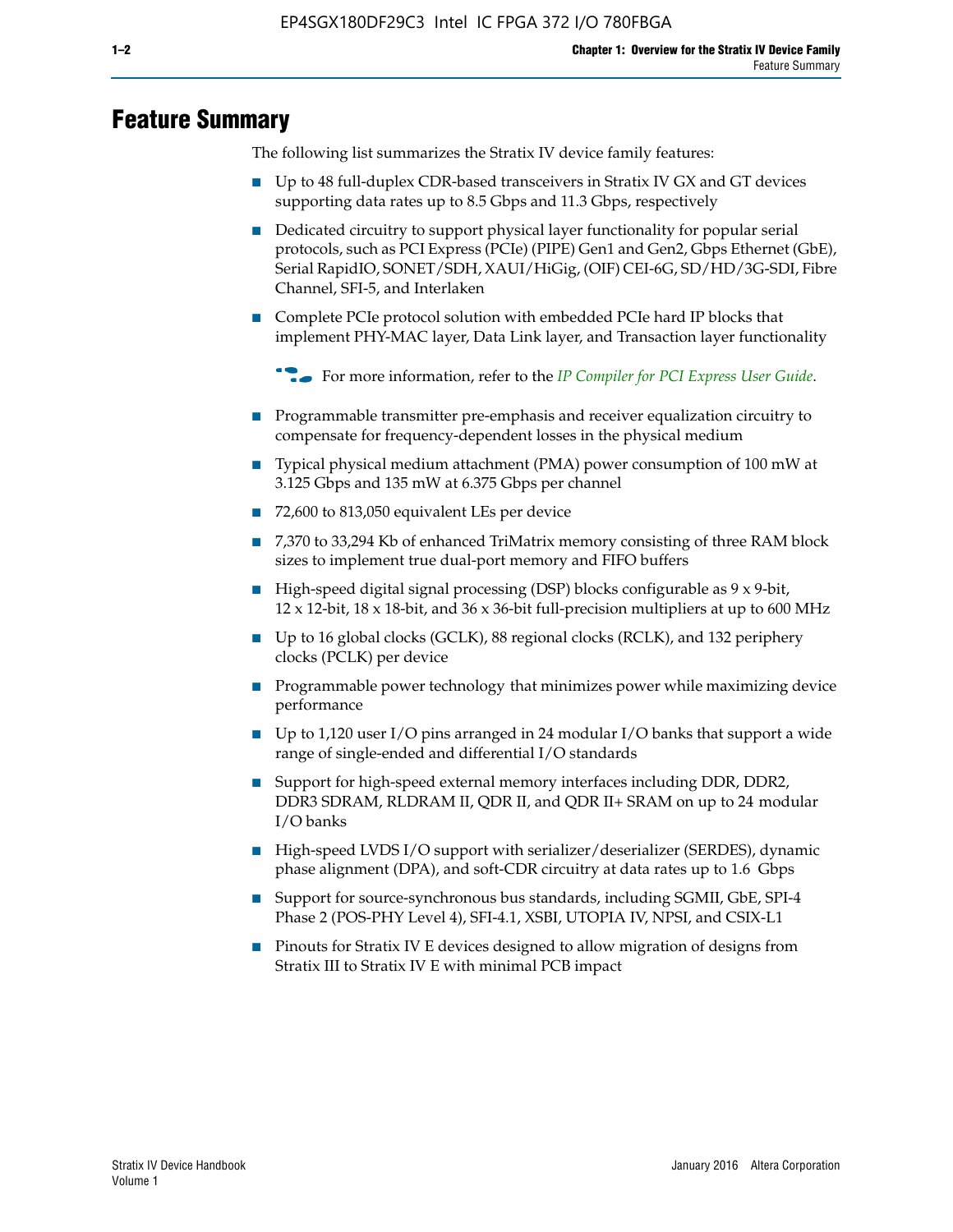# Feature Summary

The following list summarizes the Stratix IV device family features:

- Up to 48 full-duplex CDR-based transceivers in Stratix IV GX and GT devices supporting data rates up to 8.5 Gbps and 11.3 Gbps, respectively
- Dedicated circuitry to support physical layer functionality for popular serial protocols, such as PCI Express (PCIe) (PIPE) Gen1 and Gen2, Gbps Ethernet (GbE), Serial RapidIO, SONET/SDH, XAUI/HiGig, (OIF) CEI-6G, SD/HD/3G-SDI, Fibre Channel, SFI-5, and Interlaken
- Complete PCIe protocol solution with embedded PCIe hard IP blocks that implement PHY-MAC layer, Data Link layer, and Transaction layer functionality

  For more information, refer to the *IP Compiler for PCI Express User Guide*.

- Programmable transmitter pre-emphasis and receiver equalization circuitry to compensate for frequency-dependent losses in the physical medium
- Typical physical medium attachment (PMA) power consumption of 100 mW at 3.125 Gbps and 135 mW at 6.375 Gbps per channel
- 72,600 to 813,050 equivalent LEs per device
- 7,370 to 33,294 Kb of enhanced TriMatrix memory consisting of three RAM block sizes to implement true dual-port memory and FIFO buffers
- High-speed digital signal processing (DSP) blocks configurable as 9 x 9-bit, 12 x 12-bit, 18 x 18-bit, and 36 x 36-bit full-precision multipliers at up to 600 MHz
- Up to 16 global clocks (GCLK), 88 regional clocks (RCLK), and 132 periphery clocks (PCLK) per device
- Programmable power technology that minimizes power while maximizing device performance
- Up to 1,120 user I/O pins arranged in 24 modular I/O banks that support a wide range of single-ended and differential I/O standards
- Support for high-speed external memory interfaces including DDR, DDR2, DDR3 SDRAM, RLDRAM II, QDR II, and QDR II+ SRAM on up to 24 modular I/O banks
- High-speed LVDS I/O support with serializer/deserializer (SERDES), dynamic phase alignment (DPA), and soft-CDR circuitry at data rates up to 1.6 Gbps
- Support for source-synchronous bus standards, including SGMII, GbE, SPI-4 Phase 2 (POS-PHY Level 4), SFI-4.1, XSBI, UTOPIA IV, NPSI, and CSIX-L1
- Pinouts for Stratix IV E devices designed to allow migration of designs from Stratix III to Stratix IV E with minimal PCB impact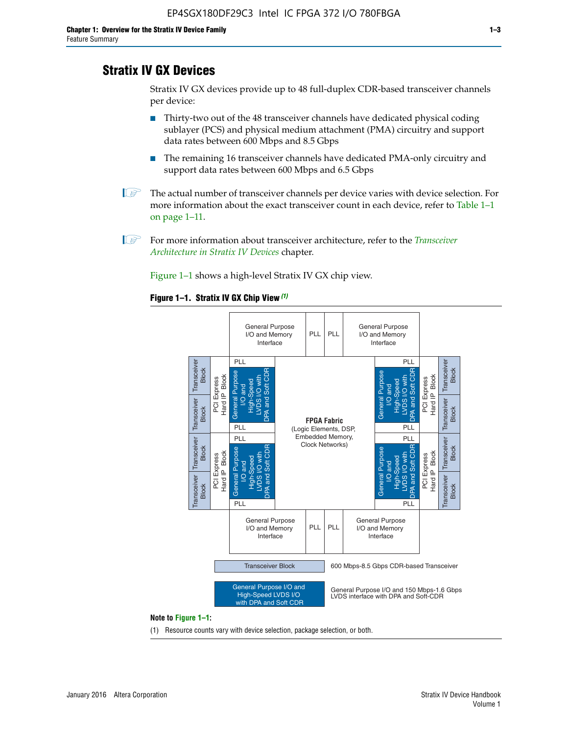## Stratix IV GX Devices

Stratix IV GX devices provide up to 48 full-duplex CDR-based transceiver channels per device:

- Thirty-two out of the 48 transceiver channels have dedicated physical coding sublayer (PCS) and physical medium attachment (PMA) circuitry and support data rates between 600 Mbps and 8.5 Gbps
- The remaining 16 transceiver channels have dedicated PMA-only circuitry and support data rates between 600 Mbps and 6.5 Gbps

The actual number of transceiver channels per device varies with device selection. For more information about the exact transceiver count in each device, refer to Table 1–1 on page 1–11.

For more information about transceiver architecture, refer to the *Transceiver Architecture in Stratix IV Devices* chapter.

Figure 1–1 shows a high-level Stratix IV GX chip view.

**Figure 1–1. Stratix IV GX Chip View** *(1)*

General Purpose I/O and Memory Interface | PLL | PLL | General Purpose I/O and Memory Interface

Transceiver Block | Transceiver Block | PCI Express Hard IP Block | PLL | General Purpose I/O and High-Speed LVDS I/O with DPA and Soft CDR | PLL

**FPGA Fabric** (Logic Elements, DSP, Embedded Memory, Clock Networks)

Transceiver Block — 600 Mbps-8.5 Gbps CDR-based Transceiver

General Purpose I/O and High-Speed LVDS I/O with DPA and Soft CDR — General Purpose I/O and 150 Mbps-1.6 Gbps LVDS interface with DPA and Soft-CDR

**Note to Figure 1–1:**

(1) Resource counts vary with device selection, package selection, or both.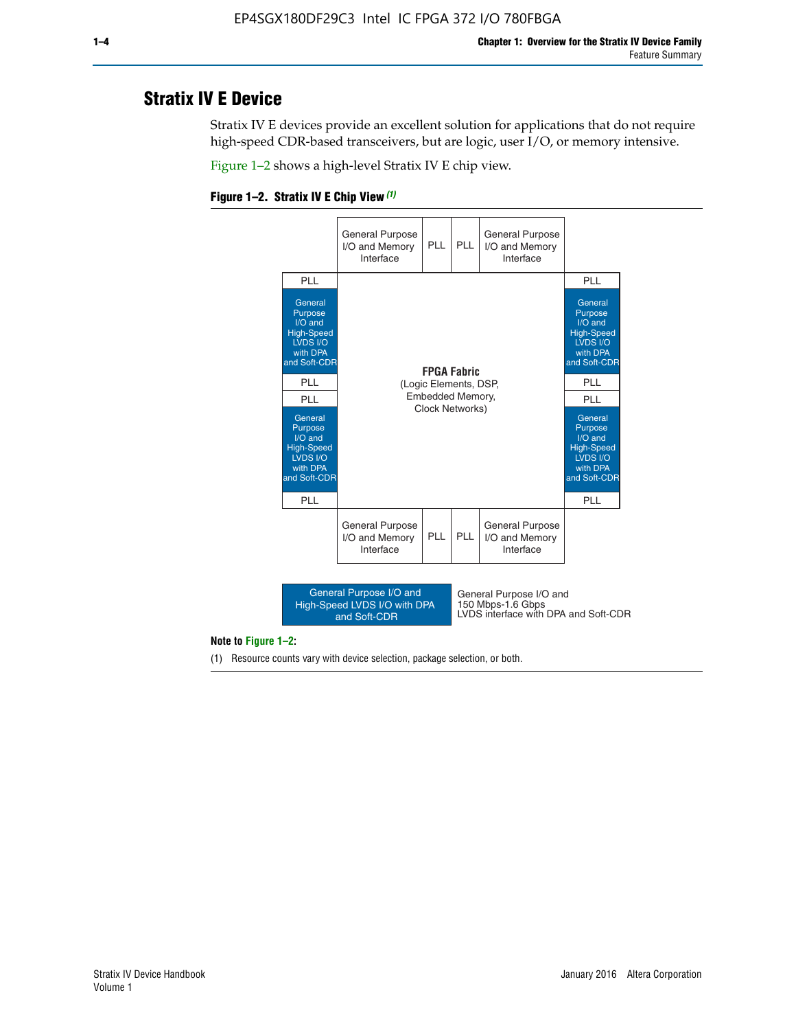## Stratix IV E Device

Stratix IV E devices provide an excellent solution for applications that do not require high-speed CDR-based transceivers, but are logic, user I/O, or memory intensive.

Figure 1–2 shows a high-level Stratix IV E chip view.

**Figure 1–2. Stratix IV E Chip View** *(1)*

| | General Purpose I/O and Memory Interface | PLL | PLL | General Purpose I/O and Memory Interface | |
|---|---|---|---|---|---|
| PLL | | | | | PLL |
| General Purpose I/O and High-Speed LVDS I/O with DPA and Soft-CDR | **FPGA Fabric** (Logic Elements, DSP, Embedded Memory, Clock Networks) | | | | General Purpose I/O and High-Speed LVDS I/O with DPA and Soft-CDR |
| PLL | | | | | PLL |
| PLL | | | | | PLL |
| General Purpose I/O and High-Speed LVDS I/O with DPA and Soft-CDR | | | | | General Purpose I/O and High-Speed LVDS I/O with DPA and Soft-CDR |
| PLL | | | | | PLL |
| | General Purpose I/O and Memory Interface | PLL | PLL | General Purpose I/O and Memory Interface | |

Legend: General Purpose I/O and High-Speed LVDS I/O with DPA and Soft-CDR — General Purpose I/O and 150 Mbps-1.6 Gbps LVDS interface with DPA and Soft-CDR

**Note to Figure 1–2:**

(1) Resource counts vary with device selection, package selection, or both.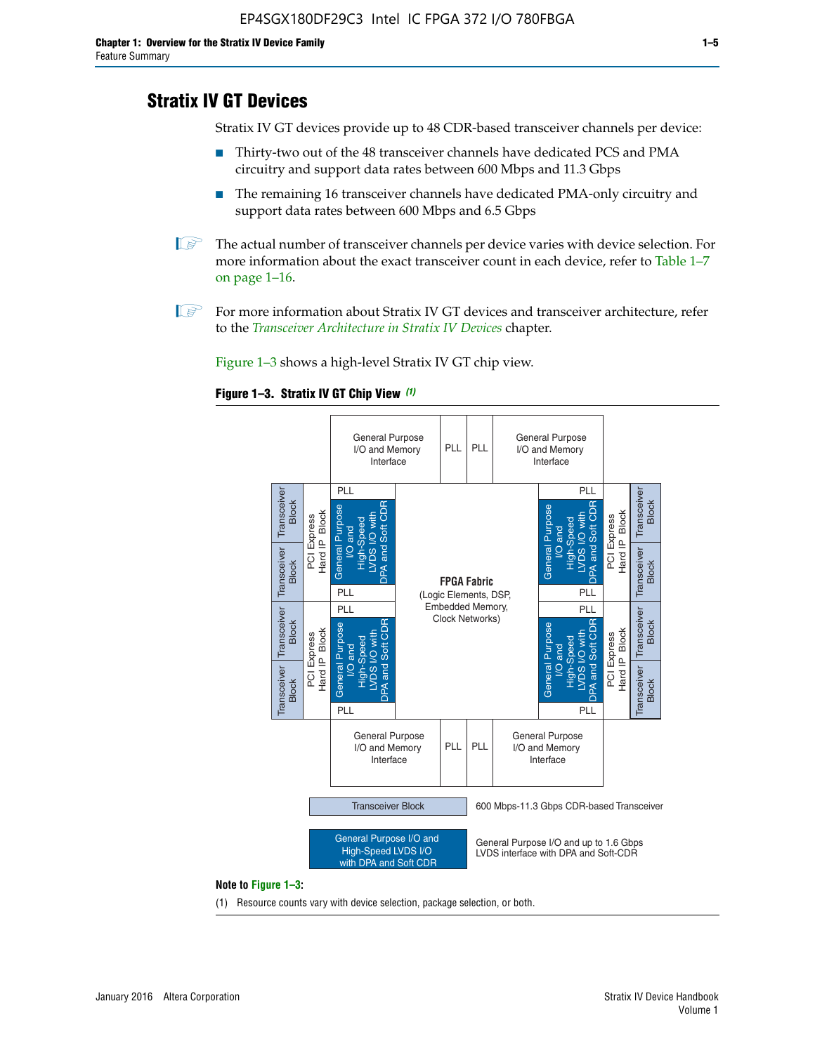## Stratix IV GT Devices

Stratix IV GT devices provide up to 48 CDR-based transceiver channels per device:

- Thirty-two out of the 48 transceiver channels have dedicated PCS and PMA circuitry and support data rates between 600 Mbps and 11.3 Gbps
- The remaining 16 transceiver channels have dedicated PMA-only circuitry and support data rates between 600 Mbps and 6.5 Gbps

The actual number of transceiver channels per device varies with device selection. For more information about the exact transceiver count in each device, refer to Table 1–7 on page 1–16.

For more information about Stratix IV GT devices and transceiver architecture, refer to the *Transceiver Architecture in Stratix IV Devices* chapter.

Figure 1–3 shows a high-level Stratix IV GT chip view.

**Figure 1–3. Stratix IV GT Chip View** *(1)*

General Purpose I/O and Memory Interface | PLL | PLL | General Purpose I/O and Memory Interface

Transceiver Block | Transceiver Block | PCI Express Hard IP Block | PLL | General Purpose I/O and High-Speed LVDS I/O with DPA and Soft CDR | PLL

Transceiver Block | Transceiver Block | PCI Express Hard IP Block | PLL | General Purpose I/O and High-Speed LVDS I/O with DPA and Soft CDR | PLL

**FPGA Fabric** (Logic Elements, DSP, Embedded Memory, Clock Networks)

General Purpose I/O and Memory Interface | PLL | PLL | General Purpose I/O and Memory Interface

Transceiver Block — 600 Mbps-11.3 Gbps CDR-based Transceiver

General Purpose I/O and High-Speed LVDS I/O with DPA and Soft CDR — General Purpose I/O and up to 1.6 Gbps LVDS interface with DPA and Soft-CDR

**Note to Figure 1–3:**

(1) Resource counts vary with device selection, package selection, or both.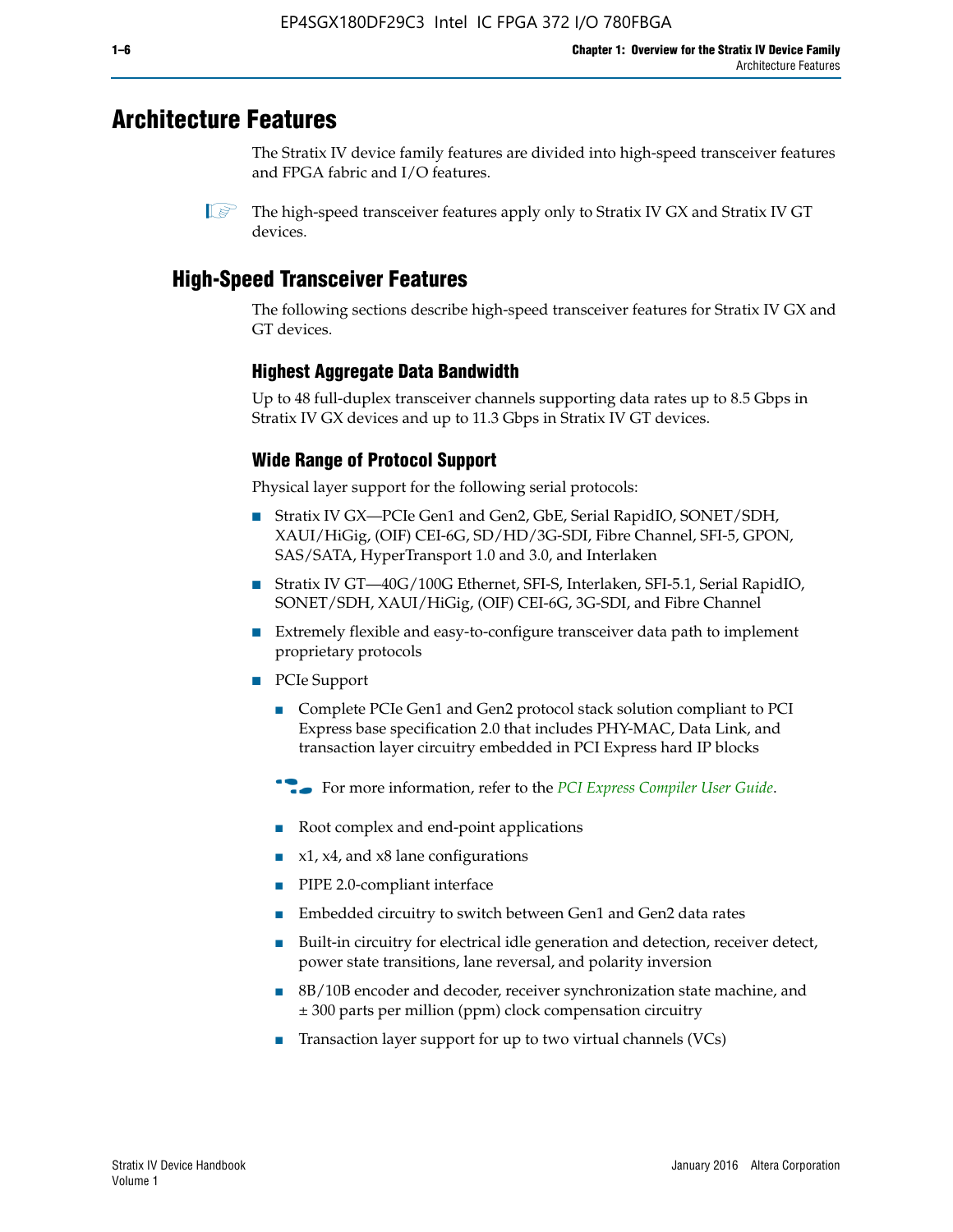# Architecture Features

The Stratix IV device family features are divided into high-speed transceiver features and FPGA fabric and I/O features.

The high-speed transceiver features apply only to Stratix IV GX and Stratix IV GT devices.

## High-Speed Transceiver Features

The following sections describe high-speed transceiver features for Stratix IV GX and GT devices.

### Highest Aggregate Data Bandwidth

Up to 48 full-duplex transceiver channels supporting data rates up to 8.5 Gbps in Stratix IV GX devices and up to 11.3 Gbps in Stratix IV GT devices.

### Wide Range of Protocol Support

Physical layer support for the following serial protocols:

- Stratix IV GX—PCIe Gen1 and Gen2, GbE, Serial RapidIO, SONET/SDH, XAUI/HiGig, (OIF) CEI-6G, SD/HD/3G-SDI, Fibre Channel, SFI-5, GPON, SAS/SATA, HyperTransport 1.0 and 3.0, and Interlaken
- Stratix IV GT—40G/100G Ethernet, SFI-S, Interlaken, SFI-5.1, Serial RapidIO, SONET/SDH, XAUI/HiGig, (OIF) CEI-6G, 3G-SDI, and Fibre Channel
- Extremely flexible and easy-to-configure transceiver data path to implement proprietary protocols
- PCIe Support
  - Complete PCIe Gen1 and Gen2 protocol stack solution compliant to PCI Express base specification 2.0 that includes PHY-MAC, Data Link, and transaction layer circuitry embedded in PCI Express hard IP blocks

  For more information, refer to the *PCI Express Compiler User Guide*.

  - Root complex and end-point applications
  - x1, x4, and x8 lane configurations
  - PIPE 2.0-compliant interface
  - Embedded circuitry to switch between Gen1 and Gen2 data rates
  - Built-in circuitry for electrical idle generation and detection, receiver detect, power state transitions, lane reversal, and polarity inversion
  - 8B/10B encoder and decoder, receiver synchronization state machine, and ± 300 parts per million (ppm) clock compensation circuitry
  - Transaction layer support for up to two virtual channels (VCs)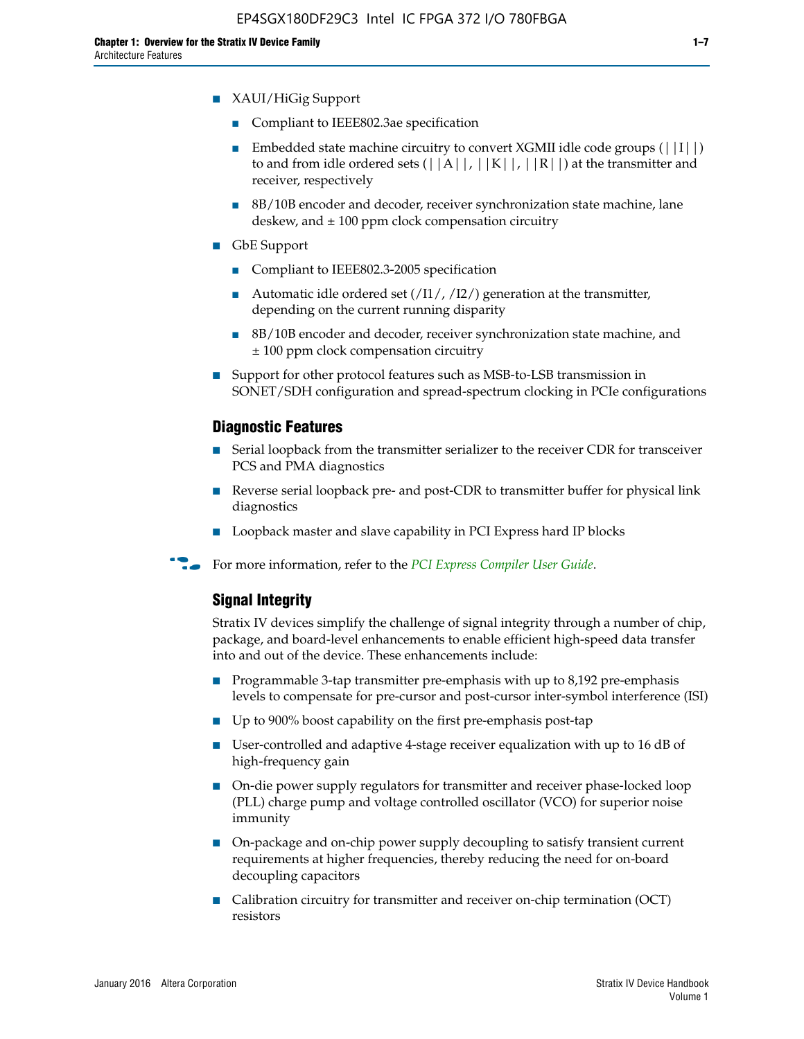- XAUI/HiGig Support
  - Compliant to IEEE802.3ae specification
  - Embedded state machine circuitry to convert XGMII idle code groups (||I||) to and from idle ordered sets (||A||, ||K||, ||R||) at the transmitter and receiver, respectively
  - 8B/10B encoder and decoder, receiver synchronization state machine, lane deskew, and ± 100 ppm clock compensation circuitry
- GbE Support
  - Compliant to IEEE802.3-2005 specification
  - Automatic idle ordered set (/I1/, /I2/) generation at the transmitter, depending on the current running disparity
  - 8B/10B encoder and decoder, receiver synchronization state machine, and ± 100 ppm clock compensation circuitry
- Support for other protocol features such as MSB-to-LSB transmission in SONET/SDH configuration and spread-spectrum clocking in PCIe configurations

### Diagnostic Features

- Serial loopback from the transmitter serializer to the receiver CDR for transceiver PCS and PMA diagnostics
- Reverse serial loopback pre- and post-CDR to transmitter buffer for physical link diagnostics
- Loopback master and slave capability in PCI Express hard IP blocks

For more information, refer to the *PCI Express Compiler User Guide*.

### Signal Integrity

Stratix IV devices simplify the challenge of signal integrity through a number of chip, package, and board-level enhancements to enable efficient high-speed data transfer into and out of the device. These enhancements include:

- Programmable 3-tap transmitter pre-emphasis with up to 8,192 pre-emphasis levels to compensate for pre-cursor and post-cursor inter-symbol interference (ISI)
- Up to 900% boost capability on the first pre-emphasis post-tap
- User-controlled and adaptive 4-stage receiver equalization with up to 16 dB of high-frequency gain
- On-die power supply regulators for transmitter and receiver phase-locked loop (PLL) charge pump and voltage controlled oscillator (VCO) for superior noise immunity
- On-package and on-chip power supply decoupling to satisfy transient current requirements at higher frequencies, thereby reducing the need for on-board decoupling capacitors
- Calibration circuitry for transmitter and receiver on-chip termination (OCT) resistors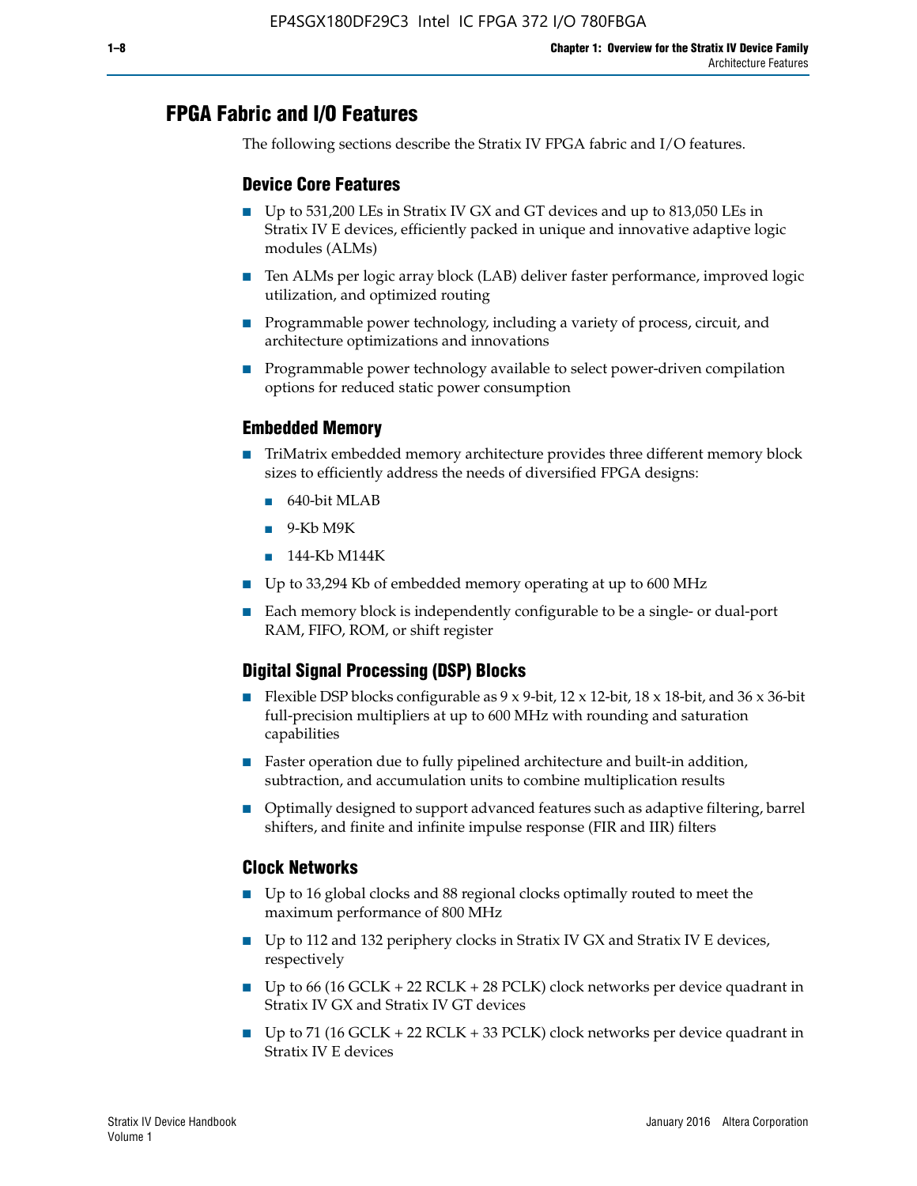## FPGA Fabric and I/O Features

The following sections describe the Stratix IV FPGA fabric and I/O features.

### Device Core Features

- Up to 531,200 LEs in Stratix IV GX and GT devices and up to 813,050 LEs in Stratix IV E devices, efficiently packed in unique and innovative adaptive logic modules (ALMs)
- Ten ALMs per logic array block (LAB) deliver faster performance, improved logic utilization, and optimized routing
- Programmable power technology, including a variety of process, circuit, and architecture optimizations and innovations
- Programmable power technology available to select power-driven compilation options for reduced static power consumption

### Embedded Memory

- TriMatrix embedded memory architecture provides three different memory block sizes to efficiently address the needs of diversified FPGA designs:
  - 640-bit MLAB
  - 9-Kb M9K
  - 144-Kb M144K
- Up to 33,294 Kb of embedded memory operating at up to 600 MHz
- Each memory block is independently configurable to be a single- or dual-port RAM, FIFO, ROM, or shift register

### Digital Signal Processing (DSP) Blocks

- Flexible DSP blocks configurable as 9 x 9-bit, 12 x 12-bit, 18 x 18-bit, and 36 x 36-bit full-precision multipliers at up to 600 MHz with rounding and saturation capabilities
- Faster operation due to fully pipelined architecture and built-in addition, subtraction, and accumulation units to combine multiplication results
- Optimally designed to support advanced features such as adaptive filtering, barrel shifters, and finite and infinite impulse response (FIR and IIR) filters

### Clock Networks

- Up to 16 global clocks and 88 regional clocks optimally routed to meet the maximum performance of 800 MHz
- Up to 112 and 132 periphery clocks in Stratix IV GX and Stratix IV E devices, respectively
- Up to 66 (16 GCLK + 22 RCLK + 28 PCLK) clock networks per device quadrant in Stratix IV GX and Stratix IV GT devices
- Up to 71 (16 GCLK + 22 RCLK + 33 PCLK) clock networks per device quadrant in Stratix IV E devices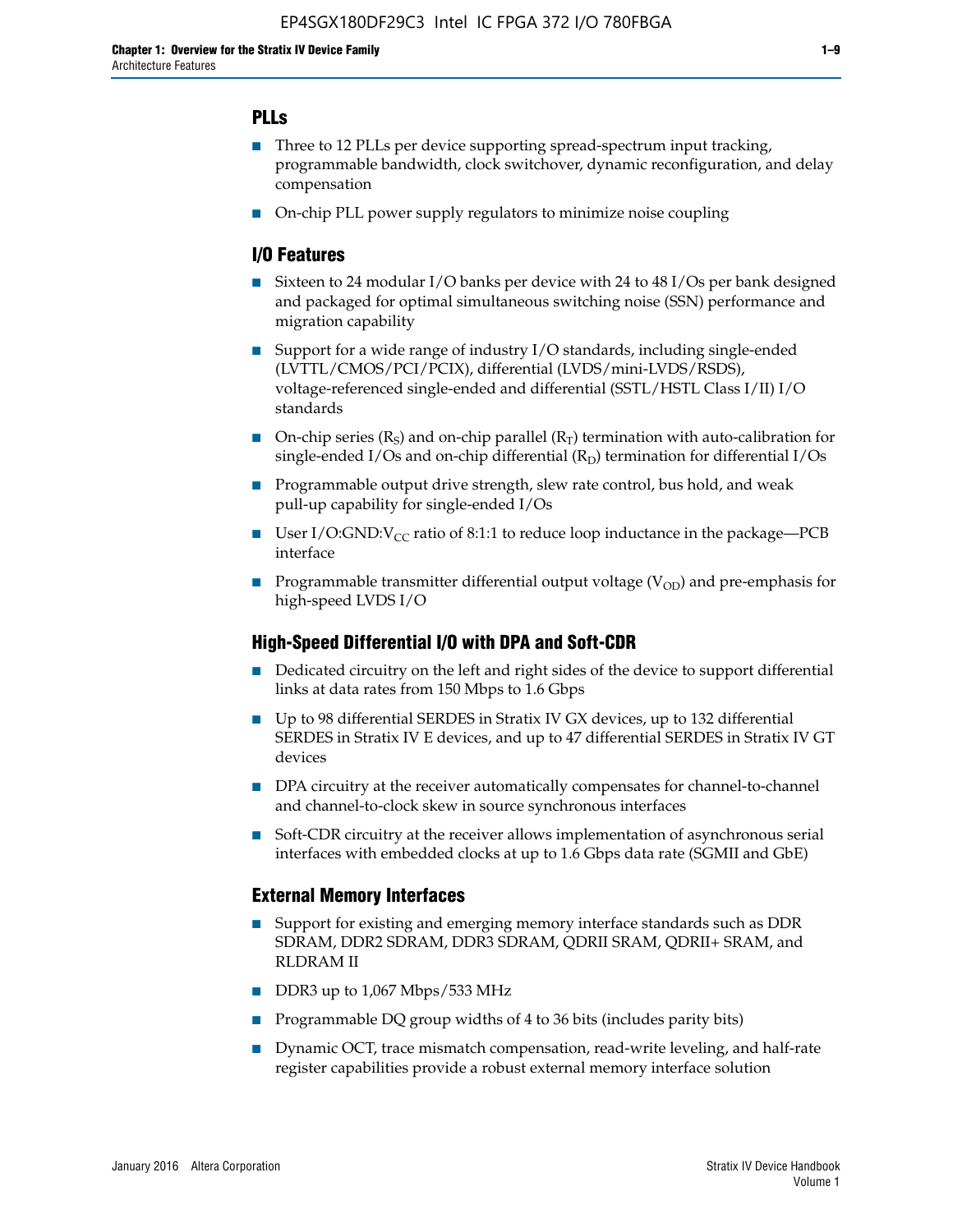## PLLs

- Three to 12 PLLs per device supporting spread-spectrum input tracking, programmable bandwidth, clock switchover, dynamic reconfiguration, and delay compensation
- On-chip PLL power supply regulators to minimize noise coupling

## I/O Features

- Sixteen to 24 modular I/O banks per device with 24 to 48 I/Os per bank designed and packaged for optimal simultaneous switching noise (SSN) performance and migration capability
- Support for a wide range of industry I/O standards, including single-ended (LVTTL/CMOS/PCI/PCIX), differential (LVDS/mini-LVDS/RSDS), voltage-referenced single-ended and differential (SSTL/HSTL Class I/II) I/O standards
- On-chip series ($R_S$) and on-chip parallel ($R_T$) termination with auto-calibration for single-ended I/Os and on-chip differential ($R_D$) termination for differential I/Os
- Programmable output drive strength, slew rate control, bus hold, and weak pull-up capability for single-ended I/Os
- User I/O:GND:$V_{CC}$ ratio of 8:1:1 to reduce loop inductance in the package—PCB interface
- Programmable transmitter differential output voltage ($V_{OD}$) and pre-emphasis for high-speed LVDS I/O

## High-Speed Differential I/O with DPA and Soft-CDR

- Dedicated circuitry on the left and right sides of the device to support differential links at data rates from 150 Mbps to 1.6 Gbps
- Up to 98 differential SERDES in Stratix IV GX devices, up to 132 differential SERDES in Stratix IV E devices, and up to 47 differential SERDES in Stratix IV GT devices
- DPA circuitry at the receiver automatically compensates for channel-to-channel and channel-to-clock skew in source synchronous interfaces
- Soft-CDR circuitry at the receiver allows implementation of asynchronous serial interfaces with embedded clocks at up to 1.6 Gbps data rate (SGMII and GbE)

## External Memory Interfaces

- Support for existing and emerging memory interface standards such as DDR SDRAM, DDR2 SDRAM, DDR3 SDRAM, QDRII SRAM, QDRII+ SRAM, and RLDRAM II
- DDR3 up to 1,067 Mbps/533 MHz
- Programmable DQ group widths of 4 to 36 bits (includes parity bits)
- Dynamic OCT, trace mismatch compensation, read-write leveling, and half-rate register capabilities provide a robust external memory interface solution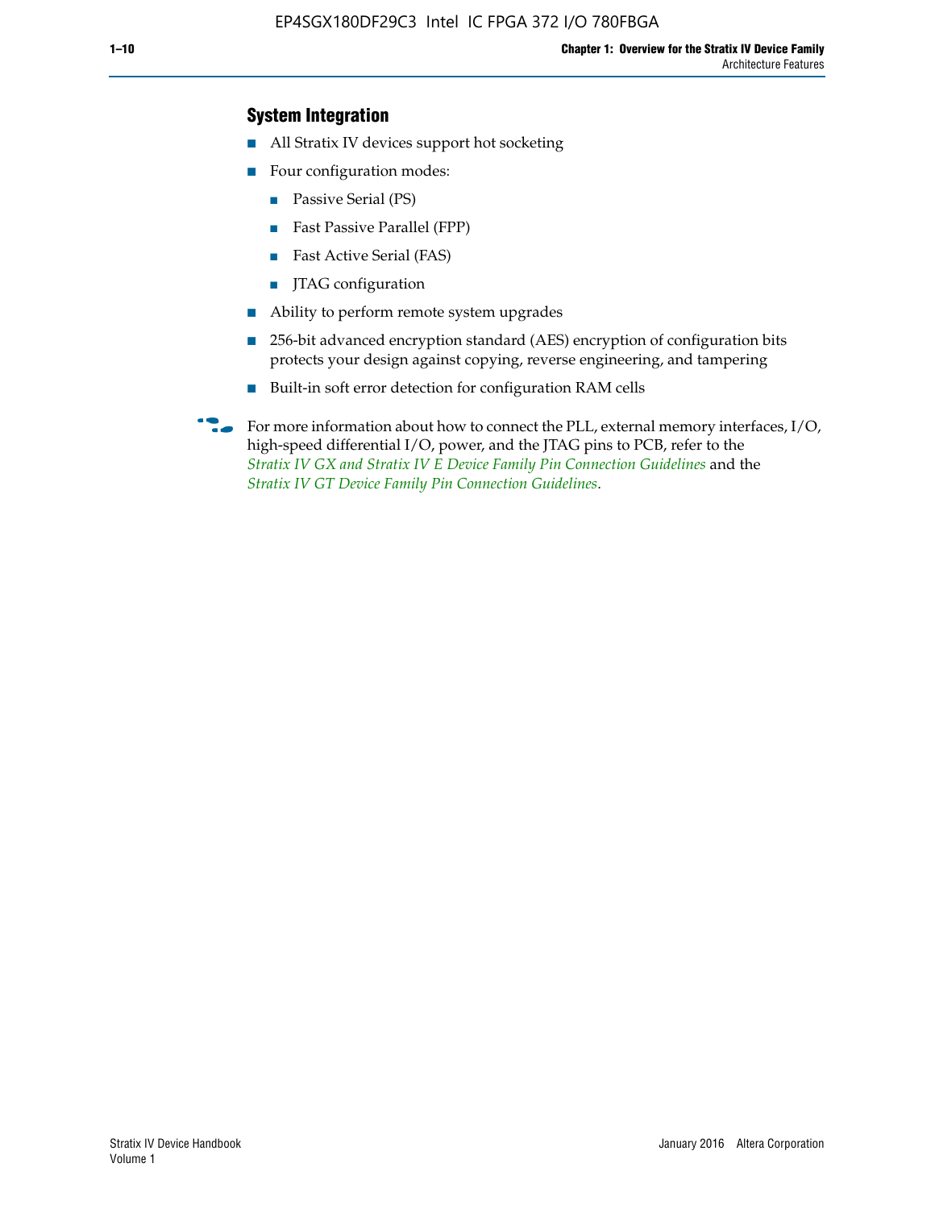## System Integration

- All Stratix IV devices support hot socketing
- Four configuration modes:
  - Passive Serial (PS)
  - Fast Passive Parallel (FPP)
  - Fast Active Serial (FAS)
  - JTAG configuration
- Ability to perform remote system upgrades
- 256-bit advanced encryption standard (AES) encryption of configuration bits protects your design against copying, reverse engineering, and tampering
- Built-in soft error detection for configuration RAM cells

For more information about how to connect the PLL, external memory interfaces, I/O, high-speed differential I/O, power, and the JTAG pins to PCB, refer to the *Stratix IV GX and Stratix IV E Device Family Pin Connection Guidelines* and the *Stratix IV GT Device Family Pin Connection Guidelines*.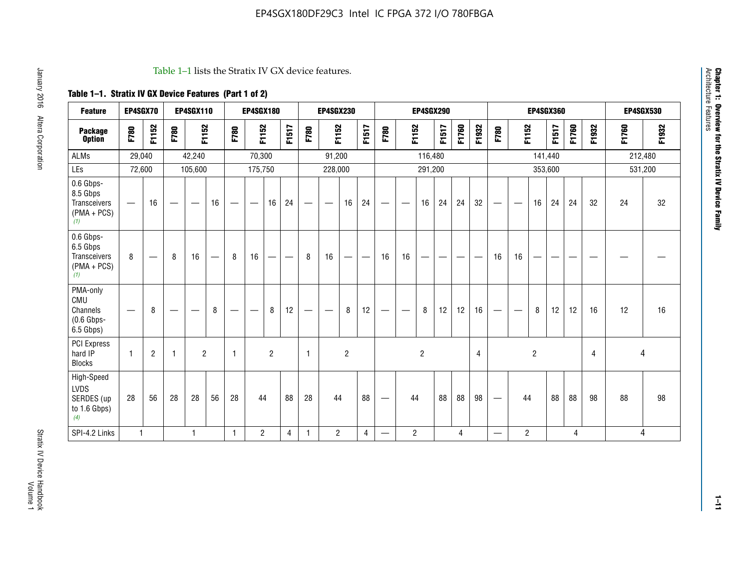Table 1–1 lists the Stratix IV GX device features.

**Table 1–1. Stratix IV GX Device Features (Part 1 of 2)**

| Feature | EP4SGX70 | | EP4SGX110 | | | EP4SGX180 | | | | EP4SGX230 | | | | EP4SGX290 | | | | | | EP4SGX360 | | | | | | EP4SGX530 | |
|---|---|---|---|---|---|---|---|---|---|---|---|---|---|---|---|---|---|---|---|---|---|---|---|---|---|---|---|
| **Package Option** | F780 | F1152 | F780 | F1152 | | F780 | F1152 | | F1517 | F780 | F1152 | | F1517 | F780 | F1152 | | F1517 | F1760 | F1932 | F780 | F1152 | | F1517 | F1760 | F1932 | F1760 | F1932 |
| ALMs | 29,040 | | 42,240 | | | 70,300 | | | | 91,200 | | | | 116,480 | | | | | | 141,440 | | | | | | 212,480 | |
| LEs | 72,600 | | 105,600 | | | 175,750 | | | | 228,000 | | | | 291,200 | | | | | | 353,600 | | | | | | 531,200 | |
| 0.6 Gbps-8.5 Gbps Transceivers (PMA + PCS) (1) | — | 16 | — | — | 16 | — | — | 16 | 24 | — | — | 16 | 24 | — | — | 16 | 24 | 24 | 32 | — | — | 16 | 24 | 24 | 32 | 24 | 32 |
| 0.6 Gbps-6.5 Gbps Transceivers (PMA + PCS) (1) | 8 | — | 8 | 16 | — | 8 | 16 | — | — | 8 | 16 | — | — | 16 | 16 | — | — | — | — | 16 | 16 | — | — | — | — | — | — |
| PMA-only CMU Channels (0.6 Gbps-6.5 Gbps) | — | 8 | — | — | 8 | — | — | 8 | 12 | — | — | 8 | 12 | — | — | 8 | 12 | 12 | 16 | — | — | 8 | 12 | 12 | 16 | 12 | 16 |
| PCI Express hard IP Blocks | 1 | 2 | 1 | 2 | | 1 | 2 | | | 1 | 2 | | | 2 | | | | | 4 | 2 | | | | | 4 | 4 | |
| High-Speed LVDS SERDES (up to 1.6 Gbps) (4) | 28 | 56 | 28 | 28 | 56 | 28 | 44 | | 88 | 28 | 44 | | 88 | — | 44 | | 88 | 88 | 98 | — | 44 | | 88 | 88 | 98 | 88 | 98 |
| SPI-4.2 Links | 1 | | 1 | | | 1 | 2 | | 4 | 1 | 2 | | 4 | — | 2 | | 4 | | | — | 2 | | 4 | | | 4 | |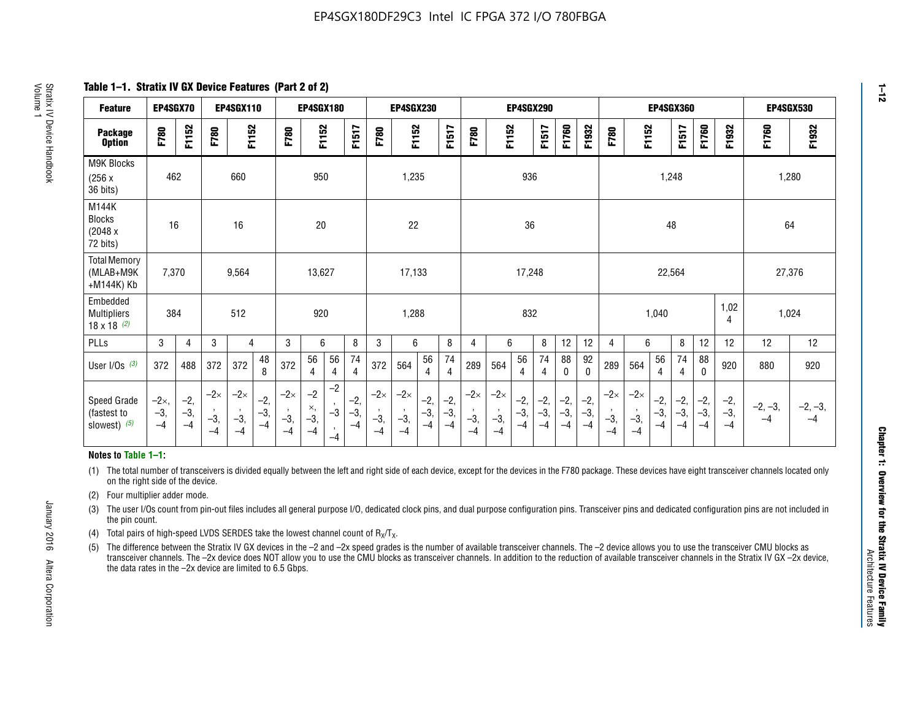## Table 1–1. Stratix IV GX Device Features (Part 2 of 2)

| Feature | EP4SGX70 | | EP4SGX110 | | | EP4SGX180 | | | | EP4SGX230 | | | | EP4SGX290 | | | | | | EP4SGX360 | | | | | | EP4SGX530 | |
|---|---|---|---|---|---|---|---|---|---|---|---|---|---|---|---|---|---|---|---|---|---|---|---|---|---|---|---|
| Package Option | F780 | F1152 | F780 | F1152 | | F780 | F1152 | | F1517 | F780 | F1152 | | F1517 | F780 | F1152 | | F1517 | F1760 | F1932 | F780 | F1152 | | F1517 | F1760 | F1932 | F1760 | F1932 |
| M9K Blocks (256 x 36 bits) | 462 | | 660 | | | 950 | | | | 1,235 | | | | 936 | | | | | | 1,248 | | | | | | 1,280 | |
| M144K Blocks (2048 x 72 bits) | 16 | | 16 | | | 20 | | | | 22 | | | | 36 | | | | | | 48 | | | | | | 64 | |
| Total Memory (MLAB+M9K +M144K) Kb | 7,370 | | 9,564 | | | 13,627 | | | | 17,133 | | | | 17,248 | | | | | | 22,564 | | | | | | 27,376 | |
| Embedded Multipliers 18 x 18 (2) | 384 | | 512 | | | 920 | | | | 1,288 | | | | 832 | | | | | | 1,040 | | | | | 1,024 | 1,024 | |
| PLLs | 3 | 4 | 3 | 4 | | 3 | 6 | | 8 | 3 | 6 | | 8 | 4 | 6 | | 8 | 12 | 12 | 4 | 6 | | 8 | 12 | 12 | 12 | 12 |
| User I/Os (3) | 372 | 488 | 372 | 372 | 488 | 372 | 564 | 564 | 744 | 372 | 564 | 564 | 744 | 289 | 564 | 564 | 744 | 880 | 920 | 289 | 564 | 564 | 744 | 880 | 920 | 880 | 920 |
| Speed Grade (fastest to slowest) (5) | –2×, –3, –4 | –2, –3, –4 | –2×, –3, –4 | –2×, –3, –4 | –2, –3, –4 | –2×, –3, –4 | –2×, –3, –4 | –2, –3, –4 | –2, –3, –4 | –2×, –3, –4 | –2×, –3, –4 | –2, –3, –4 | –2, –3, –4 | –2×, –3, –4 | –2×, –3, –4 | –2, –3, –4 | –2, –3, –4 | –2, –3, –4 | –2, –3, –4 | –2×, –3, –4 | –2×, –3, –4 | –2, –3, –4 | –2, –3, –4 | –2, –3, –4 | –2, –3, –4 | –2, –3, –4 | –2, –3, –4 |

**Notes to Table 1–1:**

(1) The total number of transceivers is divided equally between the left and right side of each device, except for the devices in the F780 package. These devices have eight transceiver channels located only on the right side of the device.

(2) Four multiplier adder mode.

(3) The user I/Os count from pin-out files includes all general purpose I/O, dedicated clock pins, and dual purpose configuration pins. Transceiver pins and dedicated configuration pins are not included in the pin count.

(4) Total pairs of high-speed LVDS SERDES take the lowest channel count of $R_X/T_X$.

(5) The difference between the Stratix IV GX devices in the –2 and –2x speed grades is the number of available transceiver channels. The –2 device allows you to use the transceiver CMU blocks as transceiver channels. The –2x device does NOT allow you to use the CMU blocks as transceiver channels. In addition to the reduction of available transceiver channels in the Stratix IV GX –2x device, the data rates in the –2x device are limited to 6.5 Gbps.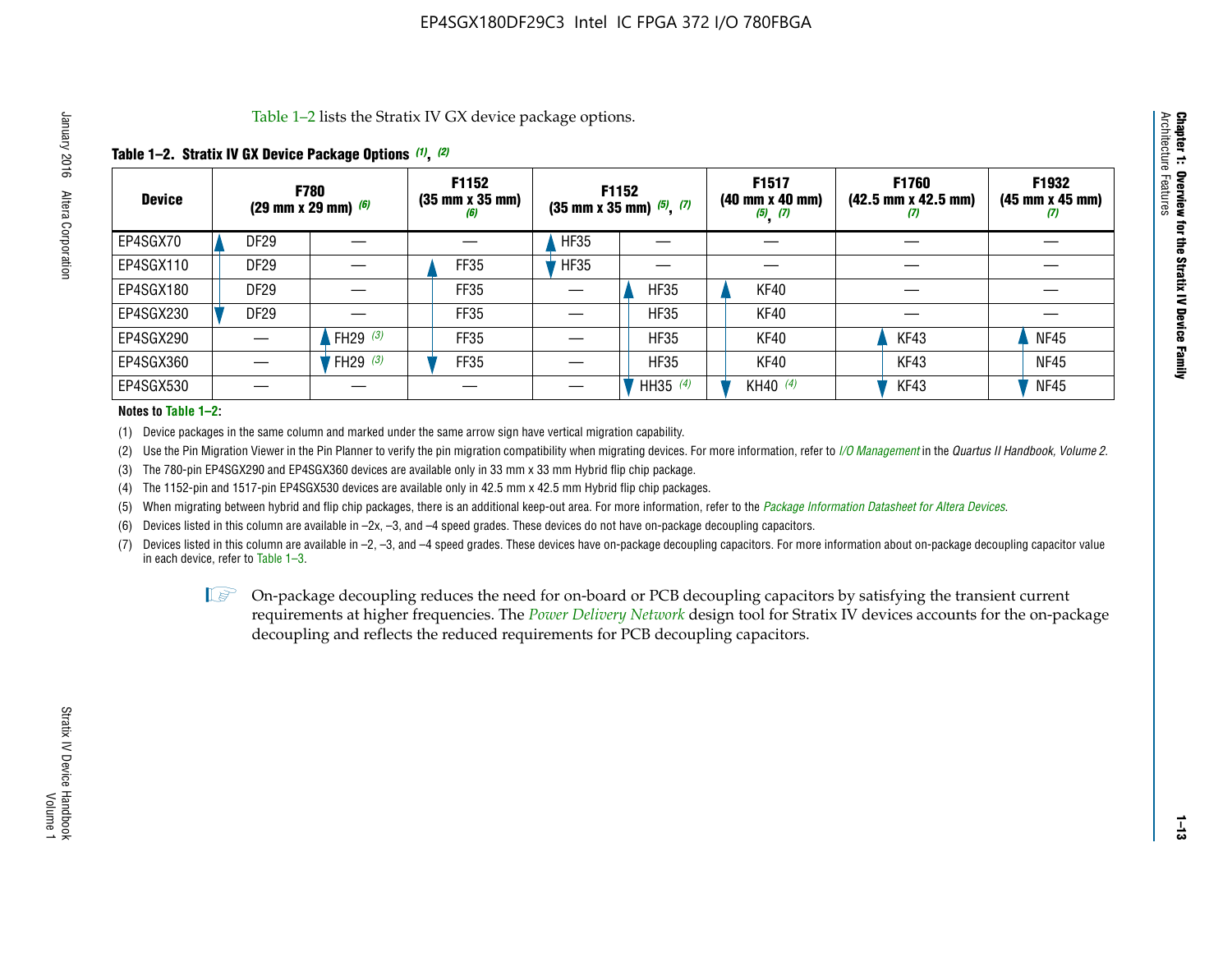Table 1–2 lists the Stratix IV GX device package options.

**Table 1–2. Stratix IV GX Device Package Options (1), (2)**

| Device | F780 (29 mm x 29 mm) (6) | | F1152 (35 mm x 35 mm) (6) | F1152 (35 mm x 35 mm) (5), (7) | | F1517 (40 mm x 40 mm) (5), (7) | F1760 (42.5 mm x 42.5 mm) (7) | F1932 (45 mm x 45 mm) (7) |
|---|---|---|---|---|---|---|---|---|
| EP4SGX70 | DF29 | — | — | HF35 | — | — | — | — |
| EP4SGX110 | DF29 | — | FF35 | HF35 | — | — | — | — |
| EP4SGX180 | DF29 | — | FF35 | — | HF35 | KF40 | — | — |
| EP4SGX230 | DF29 | — | FF35 | — | HF35 | KF40 | — | — |
| EP4SGX290 | — | FH29 (3) | FF35 | — | HF35 | KF40 | KF43 | NF45 |
| EP4SGX360 | — | FH29 (3) | FF35 | — | HF35 | KF40 | KF43 | NF45 |
| EP4SGX530 | — | — | — | — | HH35 (4) | KH40 (4) | KF43 | NF45 |

**Notes to Table 1–2:**

(1) Device packages in the same column and marked under the same arrow sign have vertical migration capability.

(2) Use the Pin Migration Viewer in the Pin Planner to verify the pin migration compatibility when migrating devices. For more information, refer to *I/O Management* in the *Quartus II Handbook, Volume 2*.

(3) The 780-pin EP4SGX290 and EP4SGX360 devices are available only in 33 mm x 33 mm Hybrid flip chip package.

(4) The 1152-pin and 1517-pin EP4SGX530 devices are available only in 42.5 mm x 42.5 mm Hybrid flip chip packages.

(5) When migrating between hybrid and flip chip packages, there is an additional keep-out area. For more information, refer to the *Package Information Datasheet for Altera Devices*.

(6) Devices listed in this column are available in –2x, –3, and –4 speed grades. These devices do not have on-package decoupling capacitors.

(7) Devices listed in this column are available in –2, –3, and –4 speed grades. These devices have on-package decoupling capacitors. For more information about on-package decoupling capacitor value in each device, refer to Table 1–3.

On-package decoupling reduces the need for on-board or PCB decoupling capacitors by satisfying the transient current requirements at higher frequencies. The *Power Delivery Network* design tool for Stratix IV devices accounts for the on-package decoupling and reflects the reduced requirements for PCB decoupling capacitors.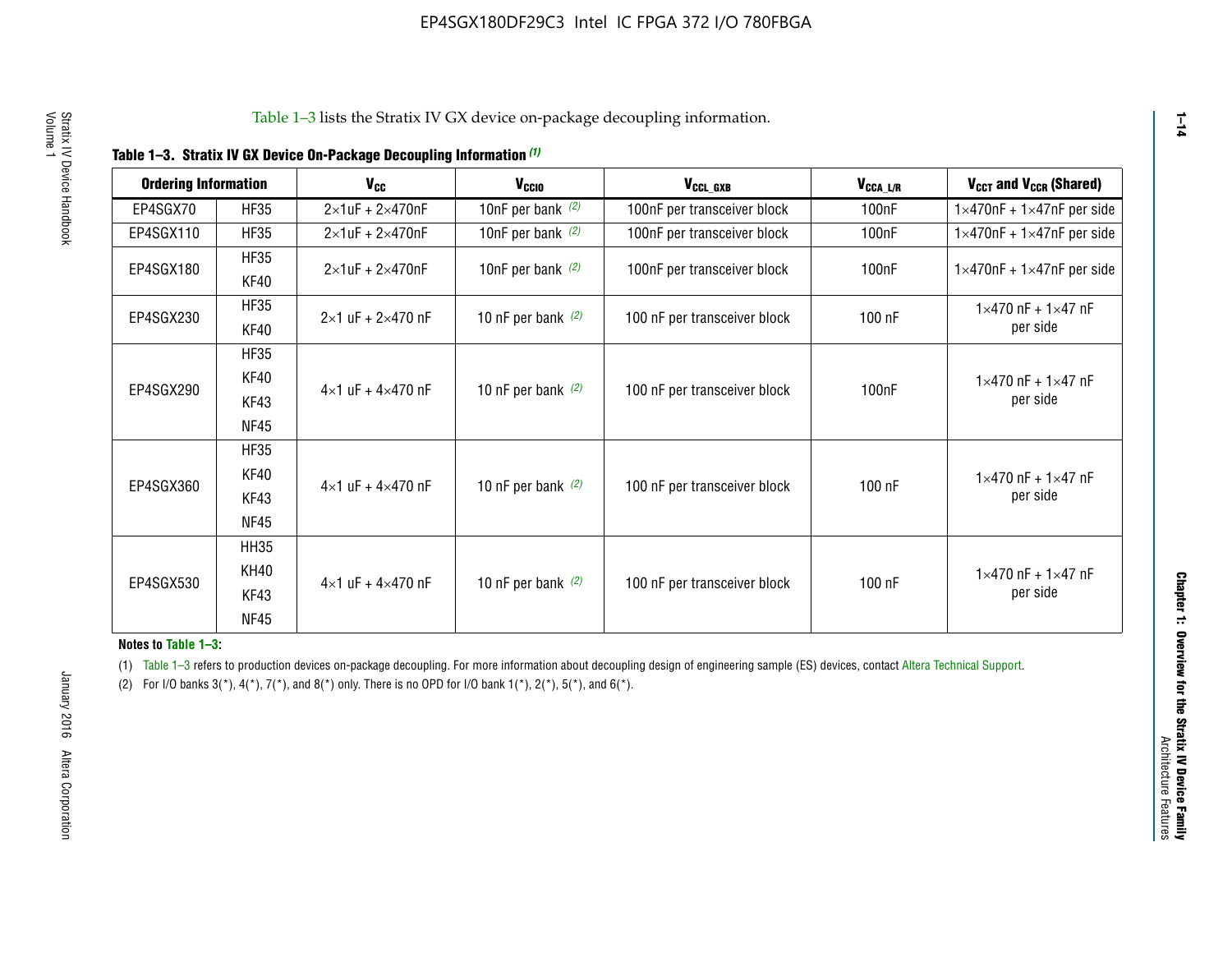Table 1–3 lists the Stratix IV GX device on-package decoupling information.

**Table 1–3. Stratix IV GX Device On-Package Decoupling Information** (1)

| Ordering Information | | $V_{CC}$ | $V_{CCIO}$ | $V_{CCL\_GXB}$ | $V_{CCA\_L/R}$ | $V_{CCT}$ and $V_{CCR}$ (Shared) |
|---|---|---|---|---|---|---|
| EP4SGX70 | HF35 | 2×1uF + 2×470nF | 10nF per bank (2) | 100nF per transceiver block | 100nF | 1×470nF + 1×47nF per side |
| EP4SGX110 | HF35 | 2×1uF + 2×470nF | 10nF per bank (2) | 100nF per transceiver block | 100nF | 1×470nF + 1×47nF per side |
| EP4SGX180 | HF35<br>KF40 | 2×1uF + 2×470nF | 10nF per bank (2) | 100nF per transceiver block | 100nF | 1×470nF + 1×47nF per side |
| EP4SGX230 | HF35<br>KF40 | 2×1 uF + 2×470 nF | 10 nF per bank (2) | 100 nF per transceiver block | 100 nF | 1×470 nF + 1×47 nF per side |
| EP4SGX290 | HF35<br>KF40<br>KF43<br>NF45 | 4×1 uF + 4×470 nF | 10 nF per bank (2) | 100 nF per transceiver block | 100nF | 1×470 nF + 1×47 nF per side |
| EP4SGX360 | HF35<br>KF40<br>KF43<br>NF45 | 4×1 uF + 4×470 nF | 10 nF per bank (2) | 100 nF per transceiver block | 100 nF | 1×470 nF + 1×47 nF per side |
| EP4SGX530 | HH35<br>KH40<br>KF43<br>NF45 | 4×1 uF + 4×470 nF | 10 nF per bank (2) | 100 nF per transceiver block | 100 nF | 1×470 nF + 1×47 nF per side |

**Notes to Table 1–3:**

(1) Table 1–3 refers to production devices on-package decoupling. For more information about decoupling design of engineering sample (ES) devices, contact Altera Technical Support.

(2) For I/O banks 3(*), 4(*), 7(*), and 8(*) only. There is no OPD for I/O bank 1(*), 2(*), 5(*), and 6(*).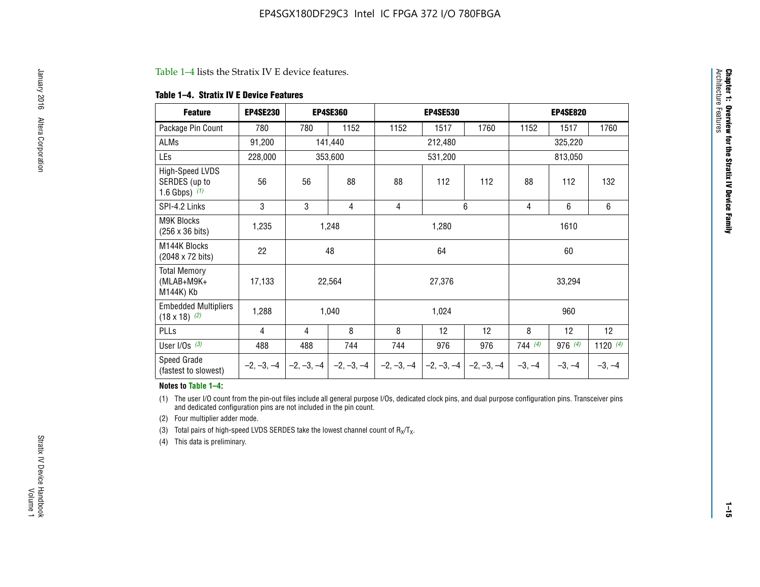Table 1–4 lists the Stratix IV E device features.

**Table 1–4. Stratix IV E Device Features**

| Feature | EP4SE230 | EP4SE360 | | EP4SE530 | | | EP4SE820 | | |
|---|---|---|---|---|---|---|---|---|---|
| Package Pin Count | 780 | 780 | 1152 | 1152 | 1517 | 1760 | 1152 | 1517 | 1760 |
| ALMs | 91,200 | 141,440 | | 212,480 | | | 325,220 | | |
| LEs | 228,000 | 353,600 | | 531,200 | | | 813,050 | | |
| High-Speed LVDS SERDES (up to 1.6 Gbps) (1) | 56 | 56 | 88 | 88 | 112 | 112 | 88 | 112 | 132 |
| SPI-4.2 Links | 3 | 3 | 4 | 4 | 6 | | 4 | 6 | 6 |
| M9K Blocks (256 x 36 bits) | 1,235 | 1,248 | | 1,280 | | | 1610 | | |
| M144K Blocks (2048 x 72 bits) | 22 | 48 | | 64 | | | 60 | | |
| Total Memory (MLAB+M9K+ M144K) Kb | 17,133 | 22,564 | | 27,376 | | | 33,294 | | |
| Embedded Multipliers (18 x 18) (2) | 1,288 | 1,040 | | 1,024 | | | 960 | | |
| PLLs | 4 | 4 | 8 | 8 | 12 | 12 | 8 | 12 | 12 |
| User I/Os (3) | 488 | 488 | 744 | 744 | 976 | 976 | 744 (4) | 976 (4) | 1120 (4) |
| Speed Grade (fastest to slowest) | –2, –3, –4 | –2, –3, –4 | –2, –3, –4 | –2, –3, –4 | –2, –3, –4 | –2, –3, –4 | –3, –4 | –3, –4 | –3, –4 |

**Notes to Table 1–4:**

(1) The user I/O count from the pin-out files include all general purpose I/Os, dedicated clock pins, and dual purpose configuration pins. Transceiver pins and dedicated configuration pins are not included in the pin count.

(2) Four multiplier adder mode.

(3) Total pairs of high-speed LVDS SERDES take the lowest channel count of $R_X/T_X$.

(4) This data is preliminary.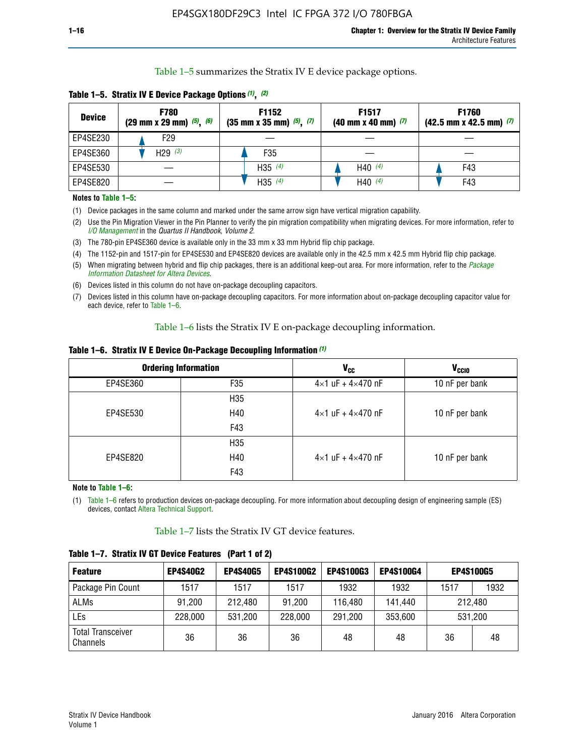Table 1–5 summarizes the Stratix IV E device package options.

**Table 1–5. Stratix IV E Device Package Options (1), (2)**

| Device | F780 (29 mm x 29 mm) (5), (6) | F1152 (35 mm x 35 mm) (5), (7) | F1517 (40 mm x 40 mm) (7) | F1760 (42.5 mm x 42.5 mm) (7) |
|---|---|---|---|---|
| EP4SE230 | F29 | — | — | — |
| EP4SE360 | H29 (3) | F35 | — | — |
| EP4SE530 | — | H35 (4) | H40 (4) | F43 |
| EP4SE820 | — | H35 (4) | H40 (4) | F43 |

**Notes to Table 1–5:**

(1) Device packages in the same column and marked under the same arrow sign have vertical migration capability.

(2) Use the Pin Migration Viewer in the Pin Planner to verify the pin migration compatibility when migrating devices. For more information, refer to *I/O Management* in the *Quartus II Handbook, Volume 2*.

(3) The 780-pin EP4SE360 device is available only in the 33 mm x 33 mm Hybrid flip chip package.

(4) The 1152-pin and 1517-pin for EP4SE530 and EP4SE820 devices are available only in the 42.5 mm x 42.5 mm Hybrid flip chip package.

(5) When migrating between hybrid and flip chip packages, there is an additional keep-out area. For more information, refer to the *Package Information Datasheet for Altera Devices*.

(6) Devices listed in this column do not have on-package decoupling capacitors.

(7) Devices listed in this column have on-package decoupling capacitors. For more information about on-package decoupling capacitor value for each device, refer to Table 1–6.

Table 1–6 lists the Stratix IV E on-package decoupling information.

**Table 1–6. Stratix IV E Device On-Package Decoupling Information (1)**

| Ordering Information | | $V_{CC}$ | $V_{CCIO}$ |
|---|---|---|---|
| EP4SE360 | F35 | 4×1 uF + 4×470 nF | 10 nF per bank |
| EP4SE530 | H35 | 4×1 uF + 4×470 nF | 10 nF per bank |
| | H40 | | |
| | F43 | | |
| EP4SE820 | H35 | 4×1 uF + 4×470 nF | 10 nF per bank |
| | H40 | | |
| | F43 | | |

**Note to Table 1–6:**

(1) Table 1–6 refers to production devices on-package decoupling. For more information about decoupling design of engineering sample (ES) devices, contact Altera Technical Support.

Table 1–7 lists the Stratix IV GT device features.

**Table 1–7. Stratix IV GT Device Features (Part 1 of 2)**

| Feature | EP4S40G2 | EP4S40G5 | EP4S100G2 | EP4S100G3 | EP4S100G4 | EP4S100G5 | |
|---|---|---|---|---|---|---|---|
| Package Pin Count | 1517 | 1517 | 1517 | 1932 | 1932 | 1517 | 1932 |
| ALMs | 91,200 | 212,480 | 91,200 | 116,480 | 141,440 | 212,480 | |
| LEs | 228,000 | 531,200 | 228,000 | 291,200 | 353,600 | 531,200 | |
| Total Transceiver Channels | 36 | 36 | 36 | 48 | 48 | 36 | 48 |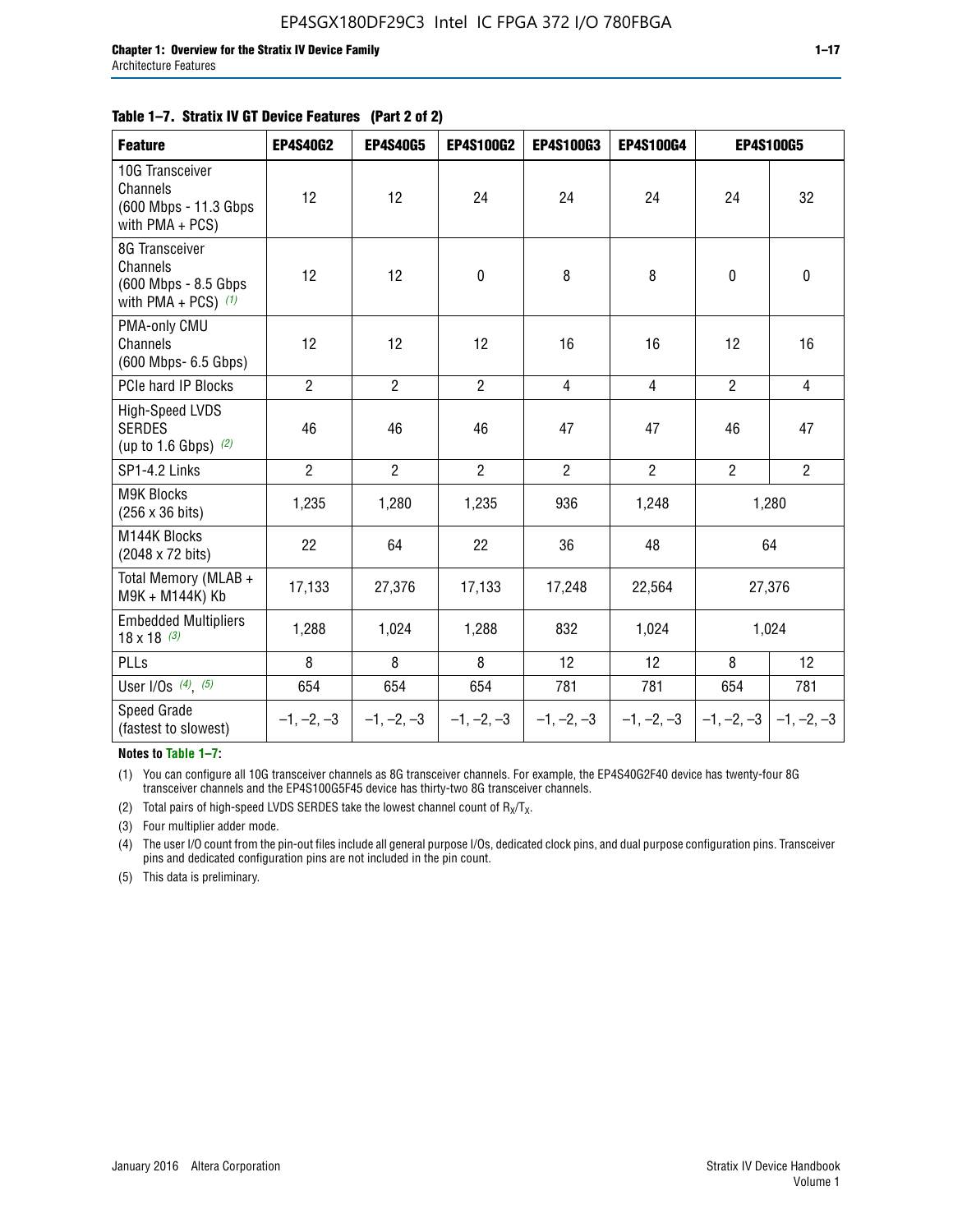**Table 1–7. Stratix IV GT Device Features (Part 2 of 2)**

| Feature | EP4S40G2 | EP4S40G5 | EP4S100G2 | EP4S100G3 | EP4S100G4 | EP4S100G5 | |
|---|---|---|---|---|---|---|---|
| 10G Transceiver Channels (600 Mbps - 11.3 Gbps with PMA + PCS) | 12 | 12 | 24 | 24 | 24 | 24 | 32 |
| 8G Transceiver Channels (600 Mbps - 8.5 Gbps with PMA + PCS) *(1)* | 12 | 12 | 0 | 8 | 8 | 0 | 0 |
| PMA-only CMU Channels (600 Mbps- 6.5 Gbps) | 12 | 12 | 12 | 16 | 16 | 12 | 16 |
| PCIe hard IP Blocks | 2 | 2 | 2 | 4 | 4 | 2 | 4 |
| High-Speed LVDS SERDES (up to 1.6 Gbps) *(2)* | 46 | 46 | 46 | 47 | 47 | 46 | 47 |
| SP1-4.2 Links | 2 | 2 | 2 | 2 | 2 | 2 | 2 |
| M9K Blocks (256 x 36 bits) | 1,235 | 1,280 | 1,235 | 936 | 1,248 | 1,280 | |
| M144K Blocks (2048 x 72 bits) | 22 | 64 | 22 | 36 | 48 | 64 | |
| Total Memory (MLAB + M9K + M144K) Kb | 17,133 | 27,376 | 17,133 | 17,248 | 22,564 | 27,376 | |
| Embedded Multipliers 18 x 18 *(3)* | 1,288 | 1,024 | 1,288 | 832 | 1,024 | 1,024 | |
| PLLs | 8 | 8 | 8 | 12 | 12 | 8 | 12 |
| User I/Os *(4)*, *(5)* | 654 | 654 | 654 | 781 | 781 | 654 | 781 |
| Speed Grade (fastest to slowest) | –1, –2, –3 | –1, –2, –3 | –1, –2, –3 | –1, –2, –3 | –1, –2, –3 | –1, –2, –3 | –1, –2, –3 |

**Notes to Table 1–7:**

(1) You can configure all 10G transceiver channels as 8G transceiver channels. For example, the EP4S40G2F40 device has twenty-four 8G transceiver channels and the EP4S100G5F45 device has thirty-two 8G transceiver channels.

(2) Total pairs of high-speed LVDS SERDES take the lowest channel count of $R_X/T_X$.

(3) Four multiplier adder mode.

(4) The user I/O count from the pin-out files include all general purpose I/Os, dedicated clock pins, and dual purpose configuration pins. Transceiver pins and dedicated configuration pins are not included in the pin count.

(5) This data is preliminary.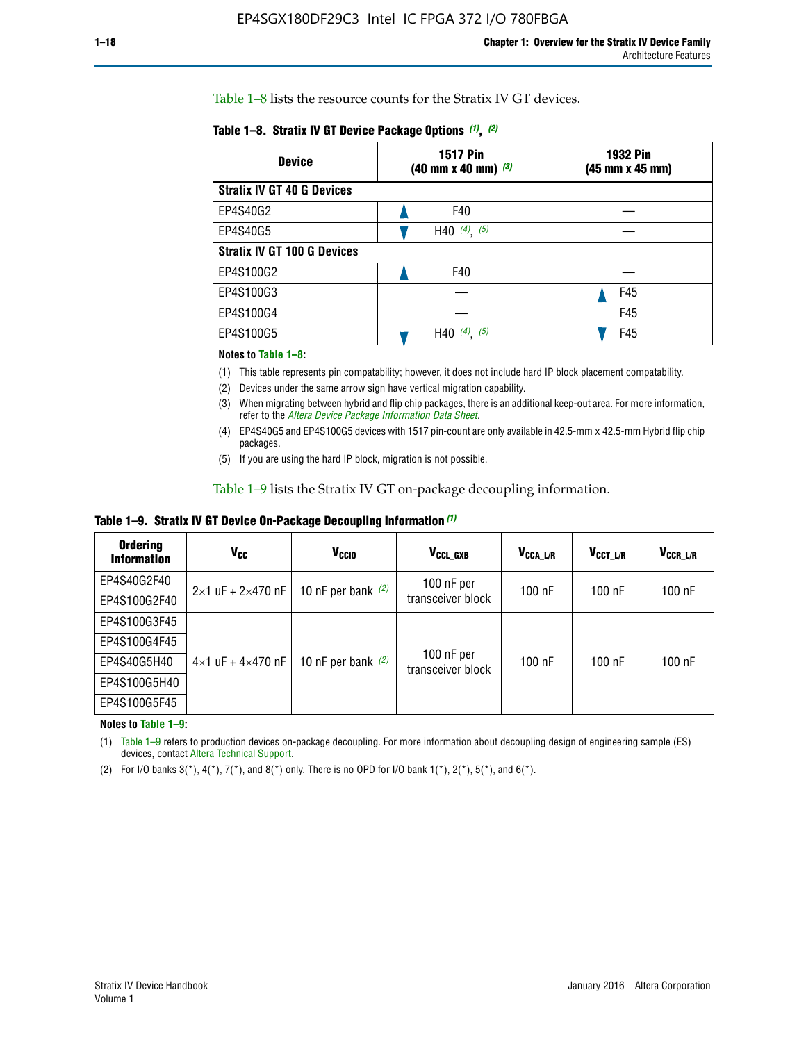Table 1–8 lists the resource counts for the Stratix IV GT devices.

**Table 1–8. Stratix IV GT Device Package Options (1), (2)**

| Device | 1517 Pin (40 mm x 40 mm) (3) | 1932 Pin (45 mm x 45 mm) |
|---|---|---|
| **Stratix IV GT 40 G Devices** | | |
| EP4S40G2 | F40 | — |
| EP4S40G5 | H40 (4), (5) | — |
| **Stratix IV GT 100 G Devices** | | |
| EP4S100G2 | F40 | — |
| EP4S100G3 | — | F45 |
| EP4S100G4 | — | F45 |
| EP4S100G5 | H40 (4), (5) | F45 |

**Notes to Table 1–8:**

(1) This table represents pin compatability; however, it does not include hard IP block placement compatability.

(2) Devices under the same arrow sign have vertical migration capability.

(3) When migrating between hybrid and flip chip packages, there is an additional keep-out area. For more information, refer to the *Altera Device Package Information Data Sheet*.

(4) EP4S40G5 and EP4S100G5 devices with 1517 pin-count are only available in 42.5-mm x 42.5-mm Hybrid flip chip packages.

(5) If you are using the hard IP block, migration is not possible.

Table 1–9 lists the Stratix IV GT on-package decoupling information.

**Table 1–9. Stratix IV GT Device On-Package Decoupling Information (1)**

| Ordering Information | $V_{CC}$ | $V_{CCIO}$ | $V_{CCL\_GXB}$ | $V_{CCA\_L/R}$ | $V_{CCT\_L/R}$ | $V_{CCR\_L/R}$ |
|---|---|---|---|---|---|---|
| EP4S40G2F40 | 2×1 uF + 2×470 nF | 10 nF per bank (2) | 100 nF per transceiver block | 100 nF | 100 nF | 100 nF |
| EP4S100G2F40 | | | | | | |
| EP4S100G3F45 | 4×1 uF + 4×470 nF | 10 nF per bank (2) | 100 nF per transceiver block | 100 nF | 100 nF | 100 nF |
| EP4S100G4F45 | | | | | | |
| EP4S40G5H40 | | | | | | |
| EP4S100G5H40 | | | | | | |
| EP4S100G5F45 | | | | | | |

**Notes to Table 1–9:**

(1) Table 1–9 refers to production devices on-package decoupling. For more information about decoupling design of engineering sample (ES) devices, contact Altera Technical Support.

(2) For I/O banks 3(*), 4(*), 7(*), and 8(*) only. There is no OPD for I/O bank 1(*), 2(*), 5(*), and 6(*).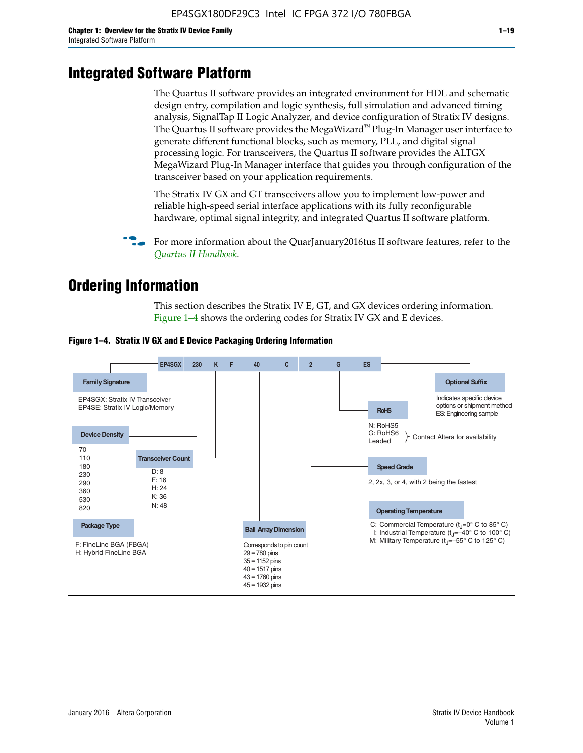# Integrated Software Platform

The Quartus II software provides an integrated environment for HDL and schematic design entry, compilation and logic synthesis, full simulation and advanced timing analysis, SignalTap II Logic Analyzer, and device configuration of Stratix IV designs. The Quartus II software provides the MegaWizard™ Plug-In Manager user interface to generate different functional blocks, such as memory, PLL, and digital signal processing logic. For transceivers, the Quartus II software provides the ALTGX MegaWizard Plug-In Manager interface that guides you through configuration of the transceiver based on your application requirements.

The Stratix IV GX and GT transceivers allow you to implement low-power and reliable high-speed serial interface applications with its fully reconfigurable hardware, optimal signal integrity, and integrated Quartus II software platform.

For more information about the QuarJanuary2016tus II software features, refer to the *Quartus II Handbook*.

# Ordering Information

This section describes the Stratix IV E, GT, and GX devices ordering information. Figure 1–4 shows the ordering codes for Stratix IV GX and E devices.

**Figure 1–4. Stratix IV GX and E Device Packaging Ordering Information**

EP4SGX 230 K F 40 C 2 G ES

**Family Signature**
- EP4SGX: Stratix IV Transceiver
- EP4SE: Stratix IV Logic/Memory

**Device Density**
70, 110, 180, 230, 290, 360, 530, 820

**Transceiver Count**
- D: 8
- F: 16
- H: 24
- K: 36
- N: 48

**Package Type**
- F: FineLine BGA (FBGA)
- H: Hybrid FineLine BGA

**Ball Array Dimension**
Corresponds to pin count
- 29 = 780 pins
- 35 = 1152 pins
- 40 = 1517 pins
- 43 = 1760 pins
- 45 = 1932 pins

**Operating Temperature**
- C: Commercial Temperature ($t_J$=0° C to 85° C)
- I: Industrial Temperature ($t_J$=–40° C to 100° C)
- M: Military Temperature ($t_J$=–55° C to 125° C)

**Speed Grade**
2, 2x, 3, or 4, with 2 being the fastest

**RoHS**
- N: RoHS5
- G: RoHS6
- Leaded

} Contact Altera for availability

**Optional Suffix**
Indicates specific device options or shipment method
ES: Engineering sample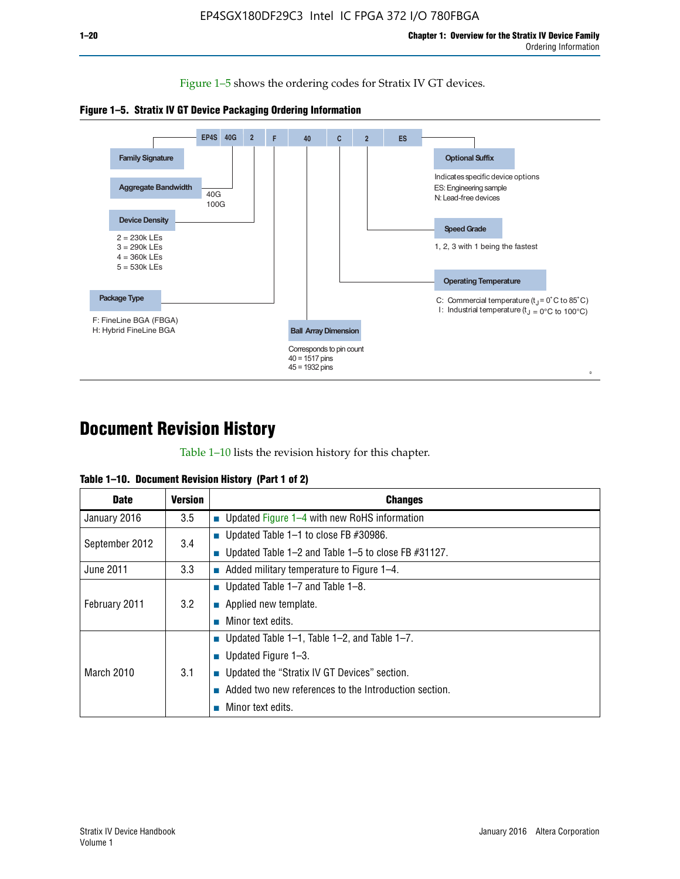Figure 1–5 shows the ordering codes for Stratix IV GT devices.

**Figure 1–5. Stratix IV GT Device Packaging Ordering Information**

EP4S 40G 2 F 40 C 2 ES

Family Signature

Aggregate Bandwidth
40G
100G

Device Density
2 = 230k LEs
3 = 290k LEs
4 = 360k LEs
5 = 530k LEs

Package Type
F: FineLine BGA (FBGA)
H: Hybrid FineLine BGA

Ball Array Dimension
Corresponds to pin count
40 = 1517 pins
45 = 1932 pins

Optional Suffix
Indicates specific device options
ES: Engineering sample
N: Lead-free devices

Speed Grade
1, 2, 3 with 1 being the fastest

Operating Temperature
C: Commercial temperature ($t_J$ = 0°C to 85°C)
I: Industrial temperature ($t_J$ = 0°C to 100°C)

# Document Revision History

Table 1–10 lists the revision history for this chapter.

**Table 1–10. Document Revision History (Part 1 of 2)**

| Date | Version | Changes |
|---|---|---|
| January 2016 | 3.5 | ■ Updated Figure 1–4 with new RoHS information |
| September 2012 | 3.4 | ■ Updated Table 1–1 to close FB #30986.<br>■ Updated Table 1–2 and Table 1–5 to close FB #31127. |
| June 2011 | 3.3 | ■ Added military temperature to Figure 1–4. |
| February 2011 | 3.2 | ■ Updated Table 1–7 and Table 1–8.<br>■ Applied new template.<br>■ Minor text edits. |
| March 2010 | 3.1 | ■ Updated Table 1–1, Table 1–2, and Table 1–7.<br>■ Updated Figure 1–3.<br>■ Updated the “Stratix IV GT Devices” section.<br>■ Added two new references to the Introduction section.<br>■ Minor text edits. |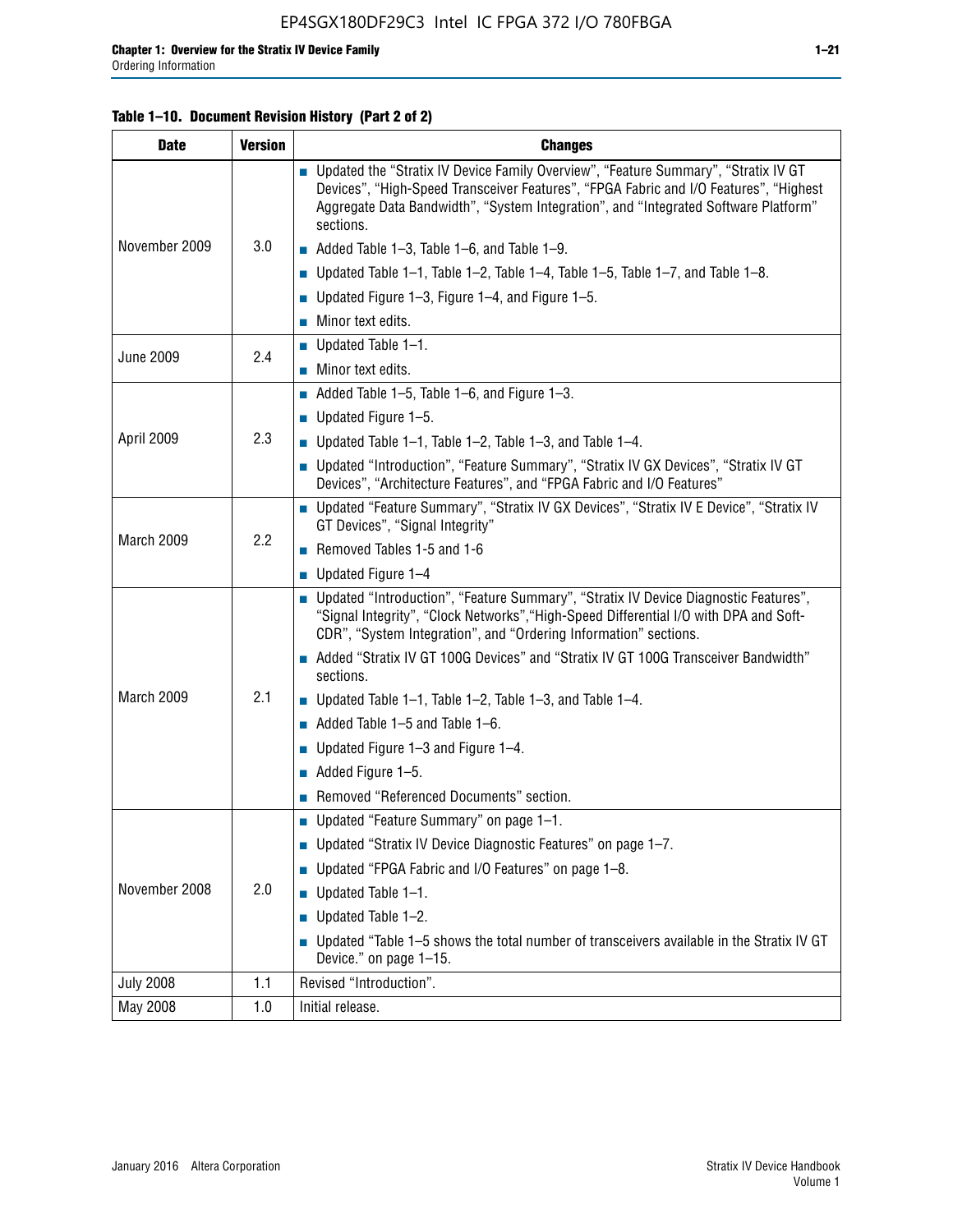**Table 1–10. Document Revision History (Part 2 of 2)**

| Date | Version | Changes |
|---|---|---|
| November 2009 | 3.0 | ■ Updated the "Stratix IV Device Family Overview", "Feature Summary", "Stratix IV GT Devices", "High-Speed Transceiver Features", "FPGA Fabric and I/O Features", "Highest Aggregate Data Bandwidth", "System Integration", and "Integrated Software Platform" sections.<br>■ Added Table 1–3, Table 1–6, and Table 1–9.<br>■ Updated Table 1–1, Table 1–2, Table 1–4, Table 1–5, Table 1–7, and Table 1–8.<br>■ Updated Figure 1–3, Figure 1–4, and Figure 1–5.<br>■ Minor text edits. |
| June 2009 | 2.4 | ■ Updated Table 1–1.<br>■ Minor text edits. |
| April 2009 | 2.3 | ■ Added Table 1–5, Table 1–6, and Figure 1–3.<br>■ Updated Figure 1–5.<br>■ Updated Table 1–1, Table 1–2, Table 1–3, and Table 1–4.<br>■ Updated "Introduction", "Feature Summary", "Stratix IV GX Devices", "Stratix IV GT Devices", "Architecture Features", and "FPGA Fabric and I/O Features" |
| March 2009 | 2.2 | ■ Updated "Feature Summary", "Stratix IV GX Devices", "Stratix IV E Device", "Stratix IV GT Devices", "Signal Integrity"<br>■ Removed Tables 1-5 and 1-6<br>■ Updated Figure 1–4 |
| March 2009 | 2.1 | ■ Updated "Introduction", "Feature Summary", "Stratix IV Device Diagnostic Features", "Signal Integrity", "Clock Networks","High-Speed Differential I/O with DPA and Soft-CDR", "System Integration", and "Ordering Information" sections.<br>■ Added "Stratix IV GT 100G Devices" and "Stratix IV GT 100G Transceiver Bandwidth" sections.<br>■ Updated Table 1–1, Table 1–2, Table 1–3, and Table 1–4.<br>■ Added Table 1–5 and Table 1–6.<br>■ Updated Figure 1–3 and Figure 1–4.<br>■ Added Figure 1–5.<br>■ Removed "Referenced Documents" section. |
| November 2008 | 2.0 | ■ Updated "Feature Summary" on page 1–1.<br>■ Updated "Stratix IV Device Diagnostic Features" on page 1–7.<br>■ Updated "FPGA Fabric and I/O Features" on page 1–8.<br>■ Updated Table 1–1.<br>■ Updated Table 1–2.<br>■ Updated "Table 1–5 shows the total number of transceivers available in the Stratix IV GT Device." on page 1–15. |
| July 2008 | 1.1 | Revised "Introduction". |
| May 2008 | 1.0 | Initial release. |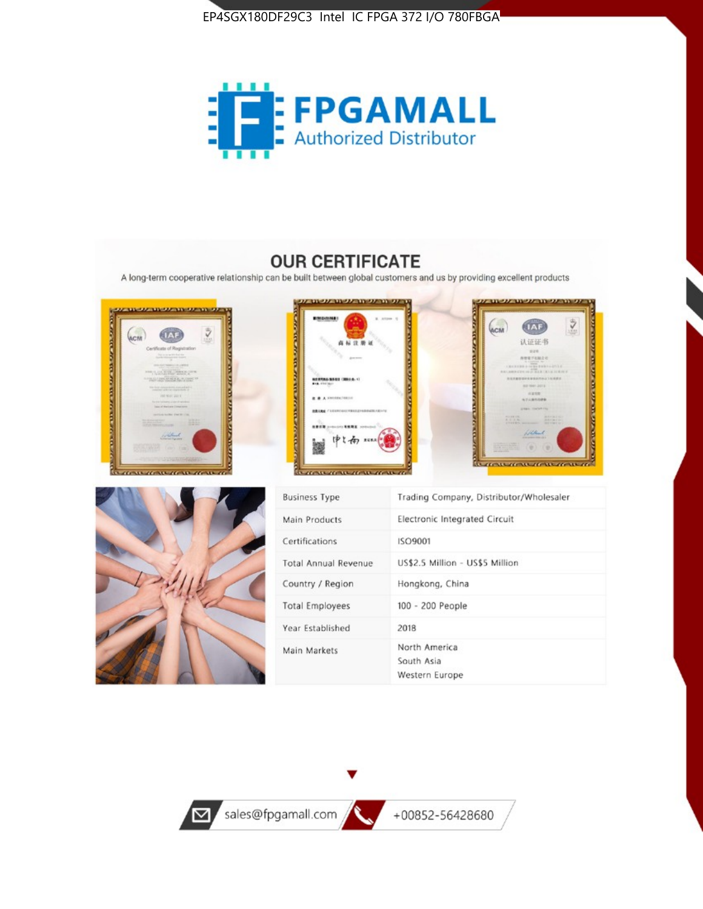FPGAMALL

Authorized Distributor

## OUR CERTIFICATE

A long-term cooperative relationship can be built between global customers and us by providing excellent products

| | |
|---|---|
| Business Type | Trading Company, Distributor/Wholesaler |
| Main Products | Electronic Integrated Circuit |
| Certifications | ISO9001 |
| Total Annual Revenue | US$2.5 Million - US$5 Million |
| Country / Region | Hongkong, China |
| Total Employees | 100 - 200 People |
| Year Established | 2018 |
| Main Markets | North America<br>South Asia<br>Western Europe |

sales@fpgamall.com

+00852-56428680